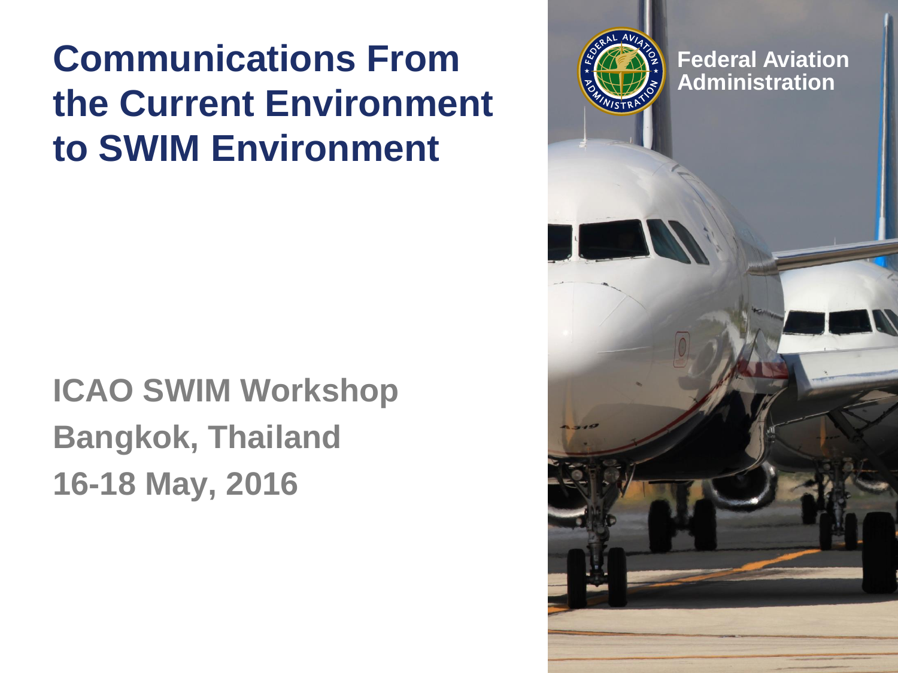# Communications From the Current Environment to SWIM Environment

Federal Aviation Administration

**ICAO SWIM Workshop**
**Bangkok, Thailand**
**16-18 May, 2016**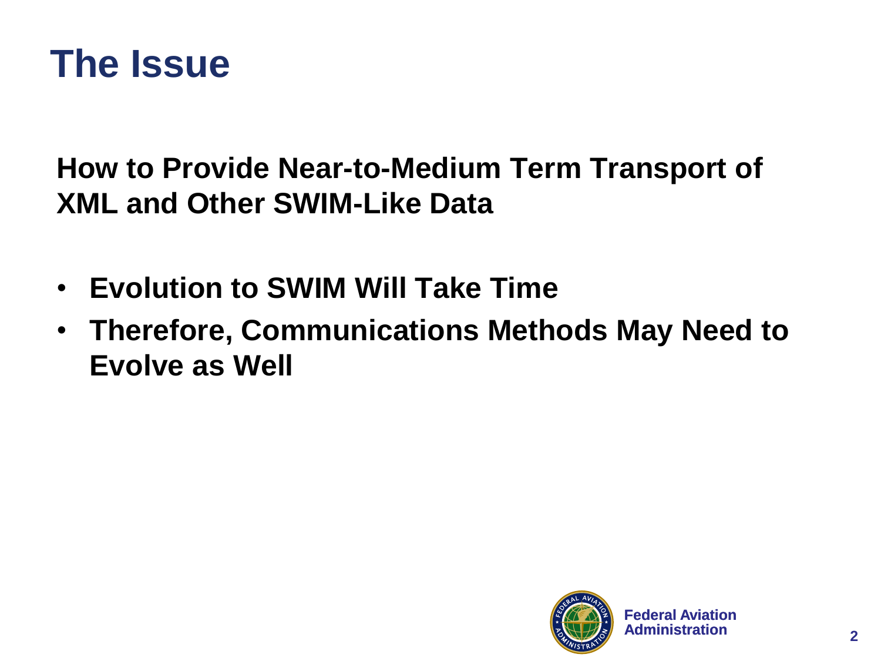# The Issue

**How to Provide Near-to-Medium Term Transport of XML and Other SWIM-Like Data**

- **Evolution to SWIM Will Take Time**
- **Therefore, Communications Methods May Need to Evolve as Well**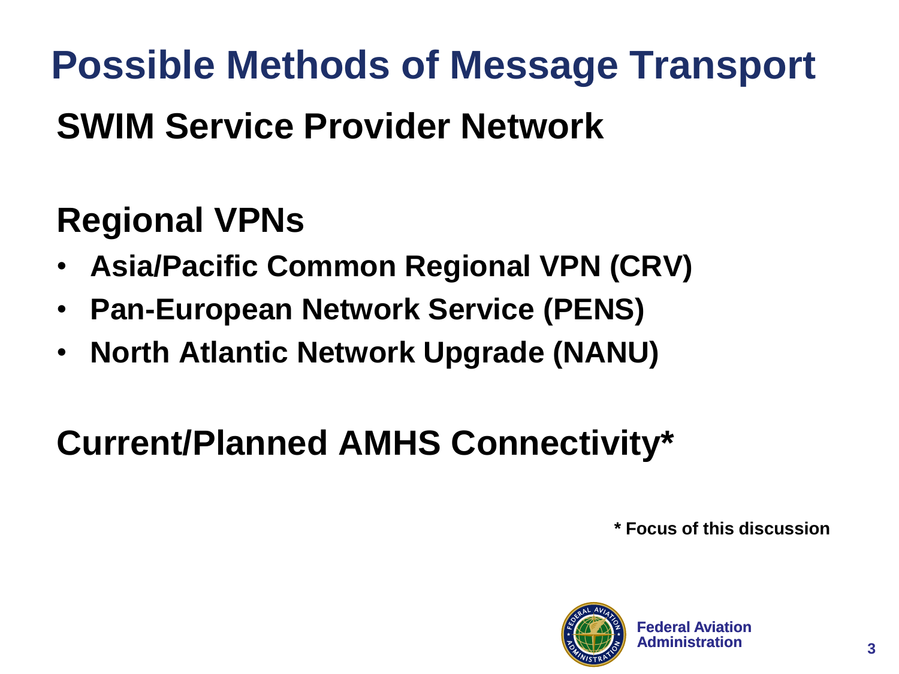# Possible Methods of Message Transport

## SWIM Service Provider Network

## Regional VPNs

- **Asia/Pacific Common Regional VPN (CRV)**
- **Pan-European Network Service (PENS)**
- **North Atlantic Network Upgrade (NANU)**

## Current/Planned AMHS Connectivity*

**\* Focus of this discussion**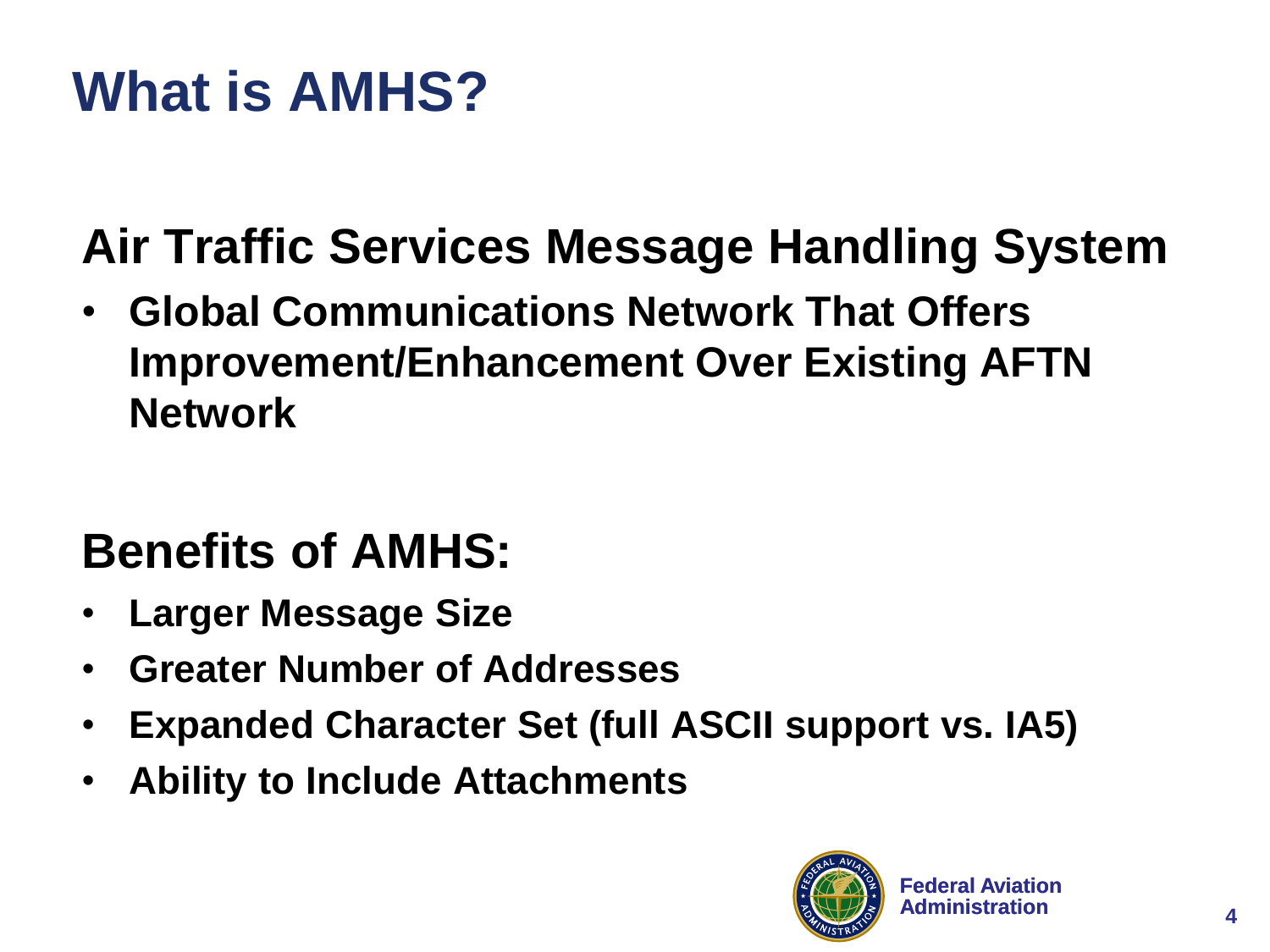# What is AMHS?

## Air Traffic Services Message Handling System

- **Global Communications Network That Offers Improvement/Enhancement Over Existing AFTN Network**

## Benefits of AMHS:

- **Larger Message Size**
- **Greater Number of Addresses**
- **Expanded Character Set (full ASCII support vs. IA5)**
- **Ability to Include Attachments**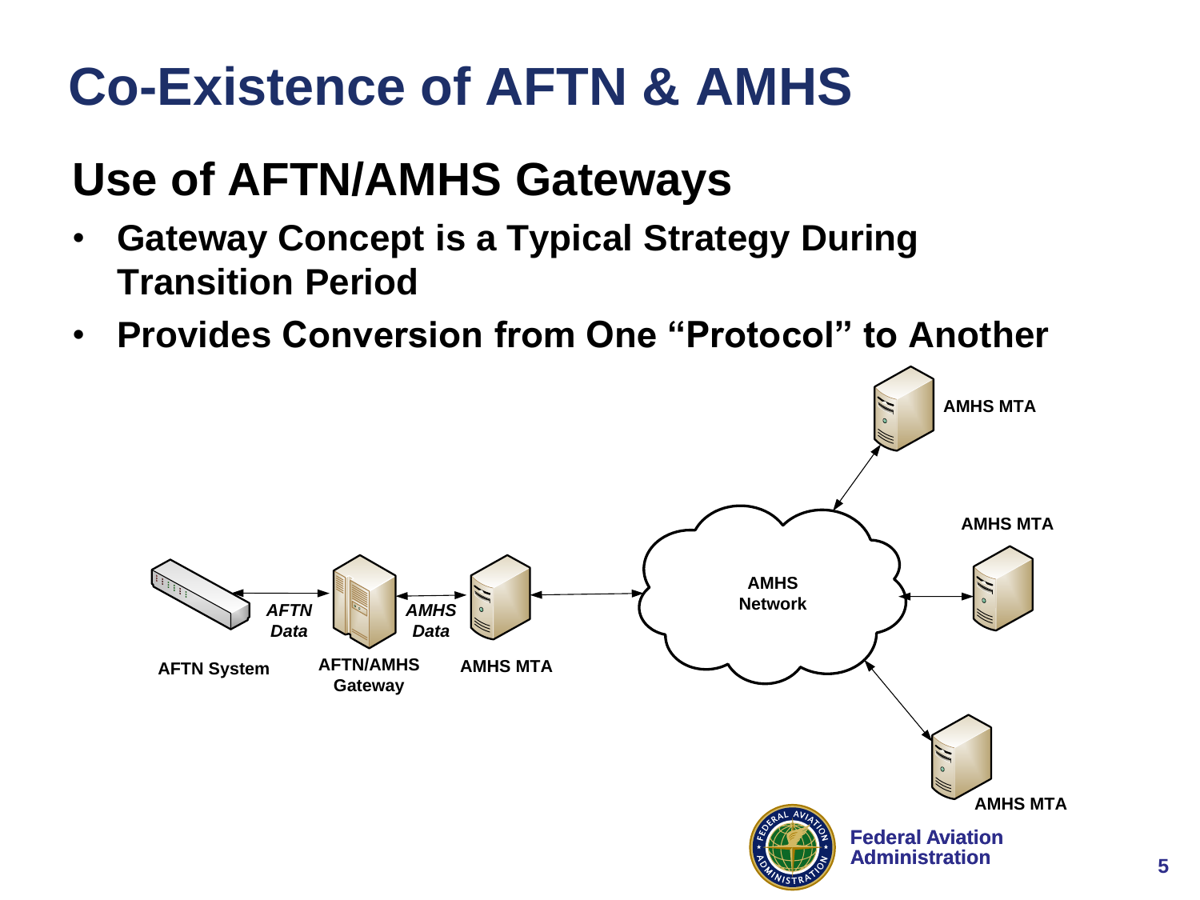# Co-Existence of AFTN & AMHS

## Use of AFTN/AMHS Gateways

- **Gateway Concept is a Typical Strategy During Transition Period**
- **Provides Conversion from One "Protocol" to Another**

**AFTN System** ↔ ***AFTN Data*** ↔ **AFTN/AMHS Gateway** ↔ ***AMHS Data*** ↔ **AMHS MTA** ↔ **AMHS Network** ↔ **AMHS MTA**, **AMHS MTA**, **AMHS MTA**

**Federal Aviation Administration**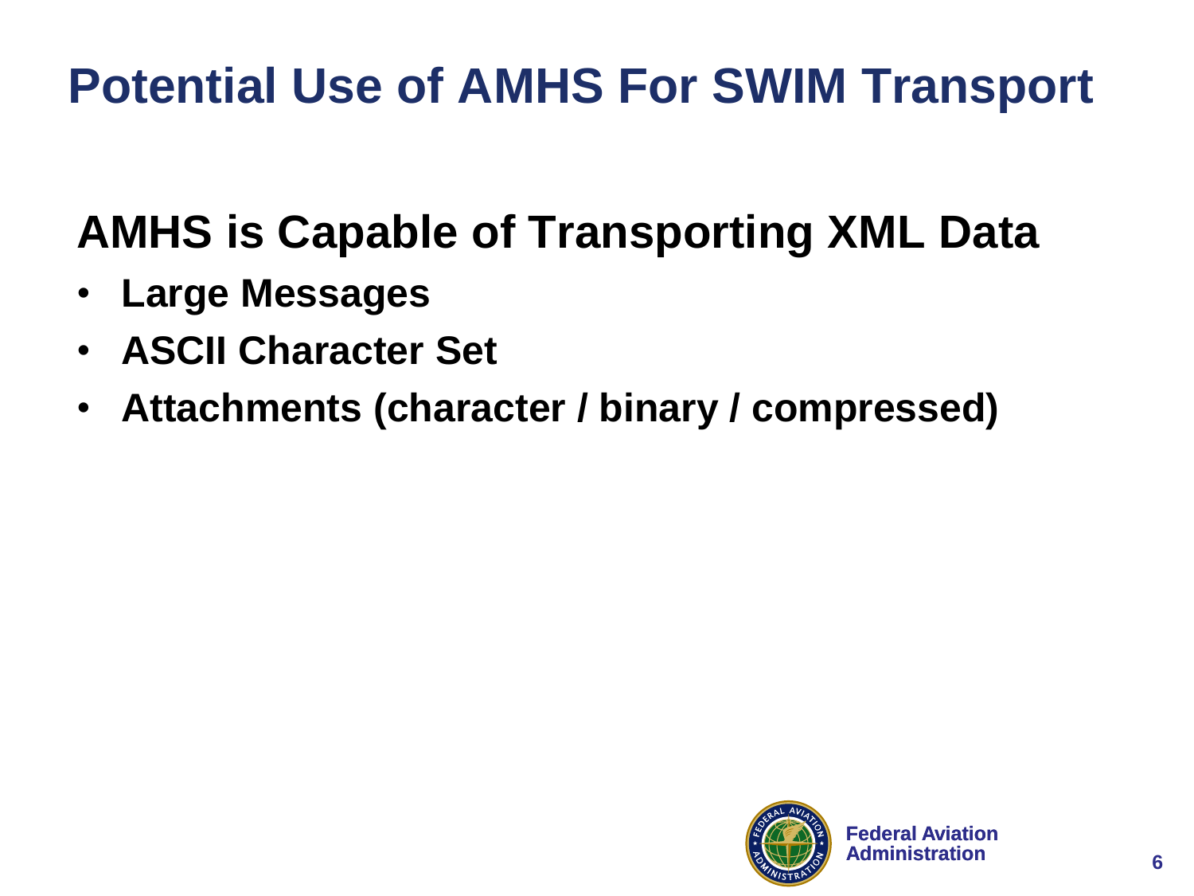# Potential Use of AMHS For SWIM Transport

## AMHS is Capable of Transporting XML Data

- **Large Messages**
- **ASCII Character Set**
- **Attachments (character / binary / compressed)**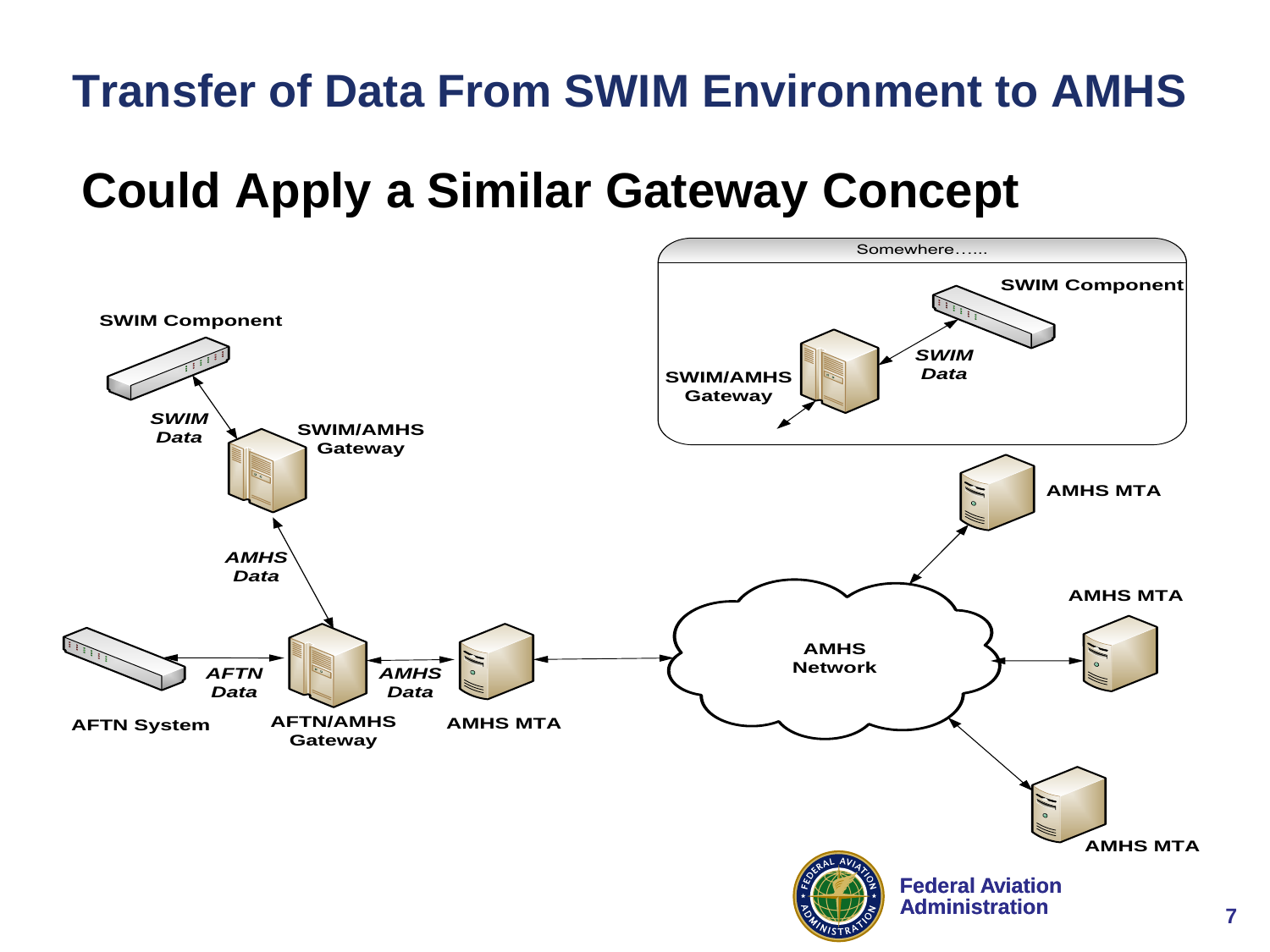# Transfer of Data From SWIM Environment to AMHS

## Could Apply a Similar Gateway Concept

Somewhere……

SWIM Component

SWIM Data

SWIM/AMHS Gateway

SWIM Component

SWIM Data

SWIM/AMHS Gateway

AMHS Data

AFTN System

AFTN Data

AFTN/AMHS Gateway

AMHS Data

AMHS MTA

AMHS Network

AMHS MTA

AMHS MTA

AMHS MTA

Federal Aviation Administration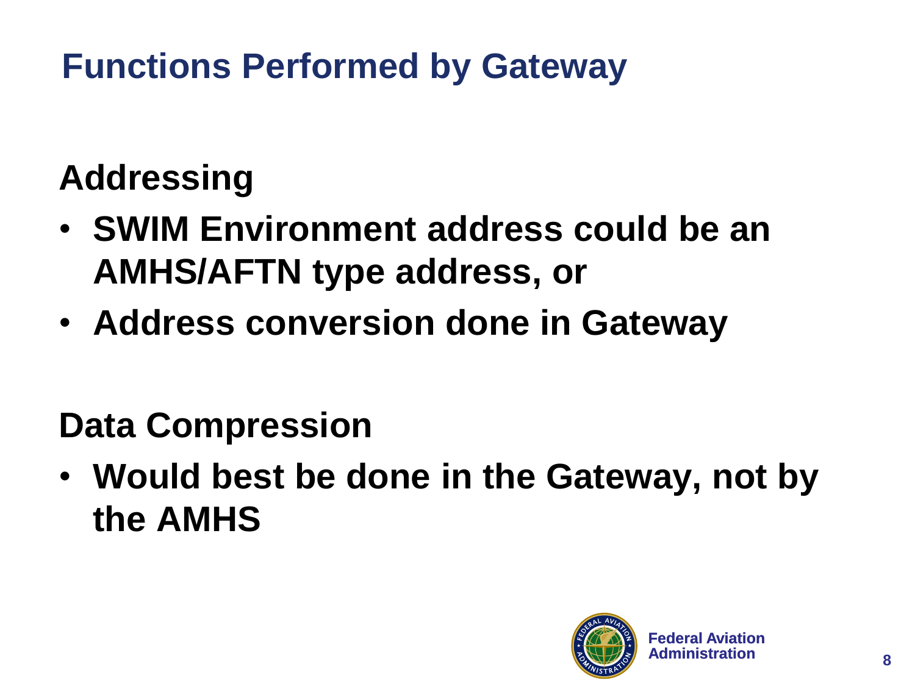# Functions Performed by Gateway

## Addressing

- SWIM Environment address could be an AMHS/AFTN type address, or
- Address conversion done in Gateway

## Data Compression

- Would best be done in the Gateway, not by the AMHS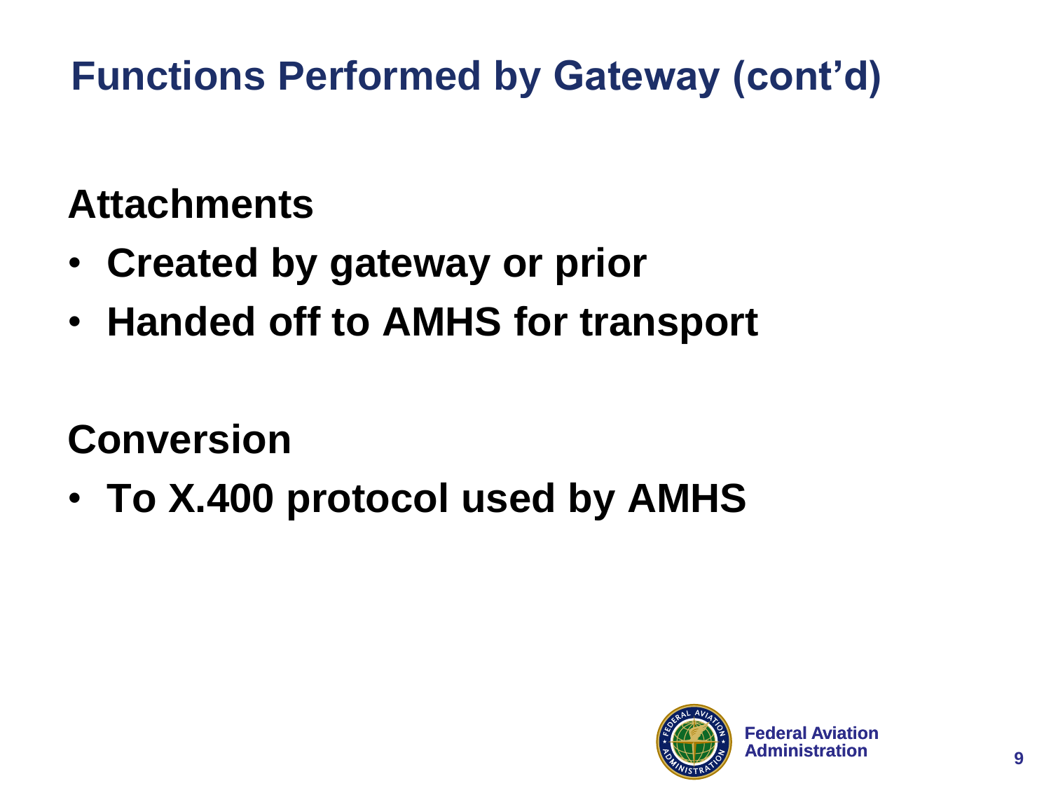# Functions Performed by Gateway (cont'd)

## Attachments

- **Created by gateway or prior**
- **Handed off to AMHS for transport**

## Conversion

- **To X.400 protocol used by AMHS**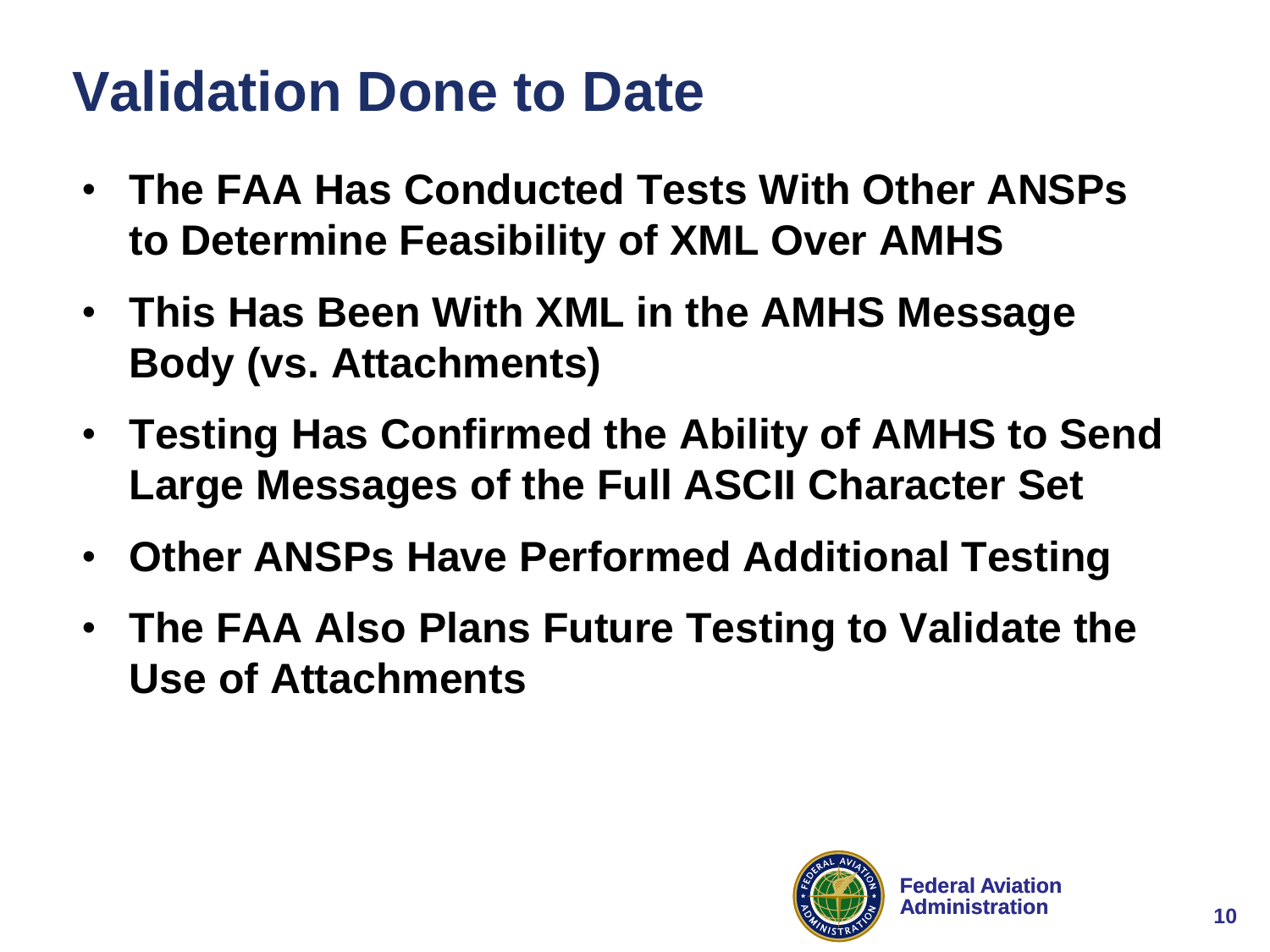# Validation Done to Date

- **The FAA Has Conducted Tests With Other ANSPs to Determine Feasibility of XML Over AMHS**
- **This Has Been With XML in the AMHS Message Body (vs. Attachments)**
- **Testing Has Confirmed the Ability of AMHS to Send Large Messages of the Full ASCII Character Set**
- **Other ANSPs Have Performed Additional Testing**
- **The FAA Also Plans Future Testing to Validate the Use of Attachments**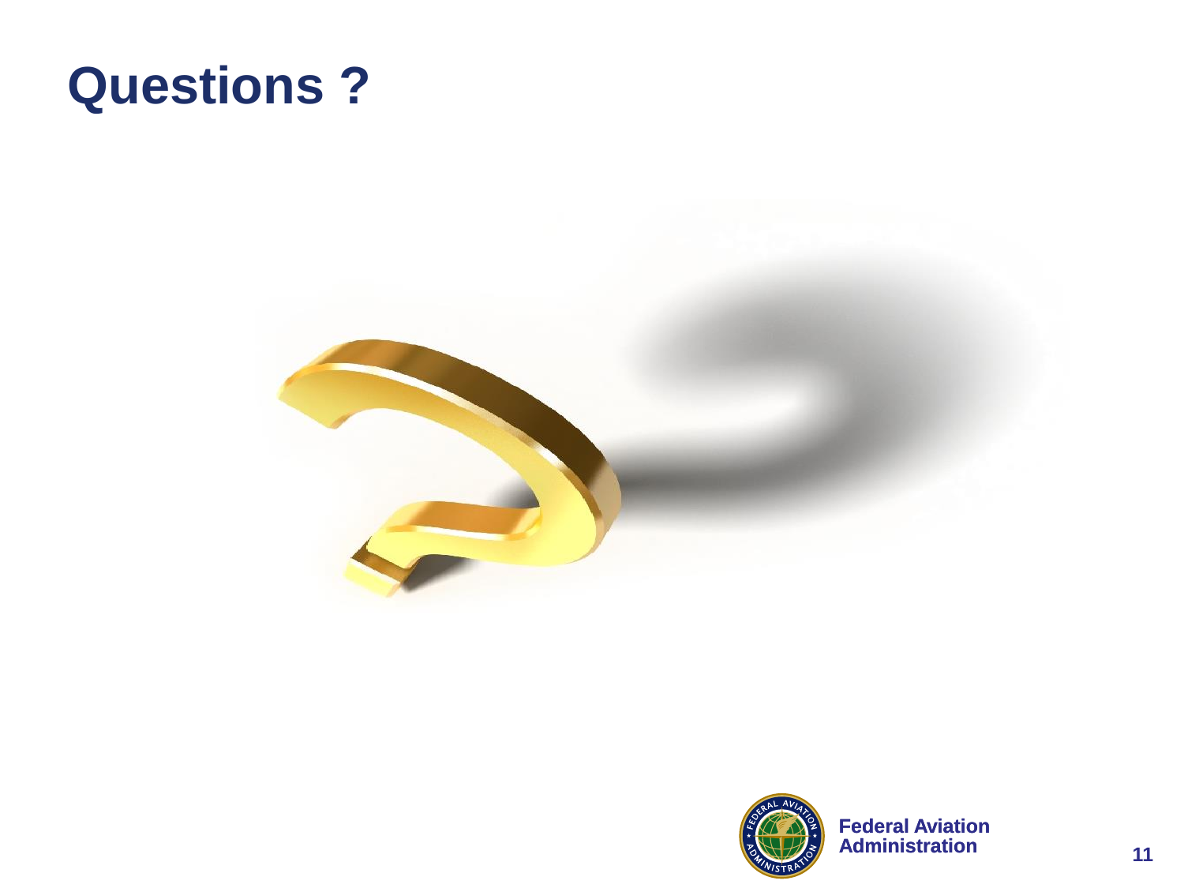# Questions ?